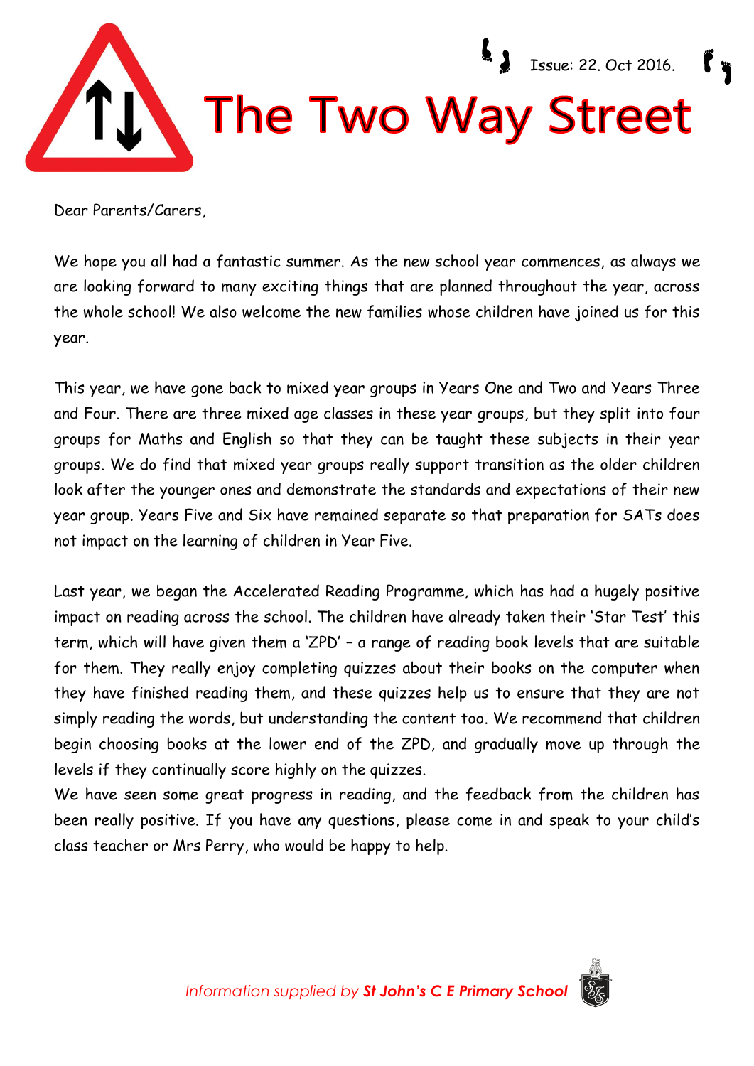Issue: 22. Oct 2016.

# The Two Way Street

Dear Parents/Carers,

We hope you all had a fantastic summer. As the new school year commences, as always we are looking forward to many exciting things that are planned throughout the year, across the whole school! We also welcome the new families whose children have joined us for this year.

This year, we have gone back to mixed year groups in Years One and Two and Years Three and Four. There are three mixed age classes in these year groups, but they split into four groups for Maths and English so that they can be taught these subjects in their year groups. We do find that mixed year groups really support transition as the older children look after the younger ones and demonstrate the standards and expectations of their new year group. Years Five and Six have remained separate so that preparation for SATs does not impact on the learning of children in Year Five.

Last year, we began the Accelerated Reading Programme, which has had a hugely positive impact on reading across the school. The children have already taken their 'Star Test' this term, which will have given them a 'ZPD' – a range of reading book levels that are suitable for them. They really enjoy completing quizzes about their books on the computer when they have finished reading them, and these quizzes help us to ensure that they are not simply reading the words, but understanding the content too. We recommend that children begin choosing books at the lower end of the ZPD, and gradually move up through the levels if they continually score highly on the quizzes.

We have seen some great progress in reading, and the feedback from the children has been really positive. If you have any questions, please come in and speak to your child's class teacher or Mrs Perry, who would be happy to help.

*Information supplied by* ***St John's C E Primary School***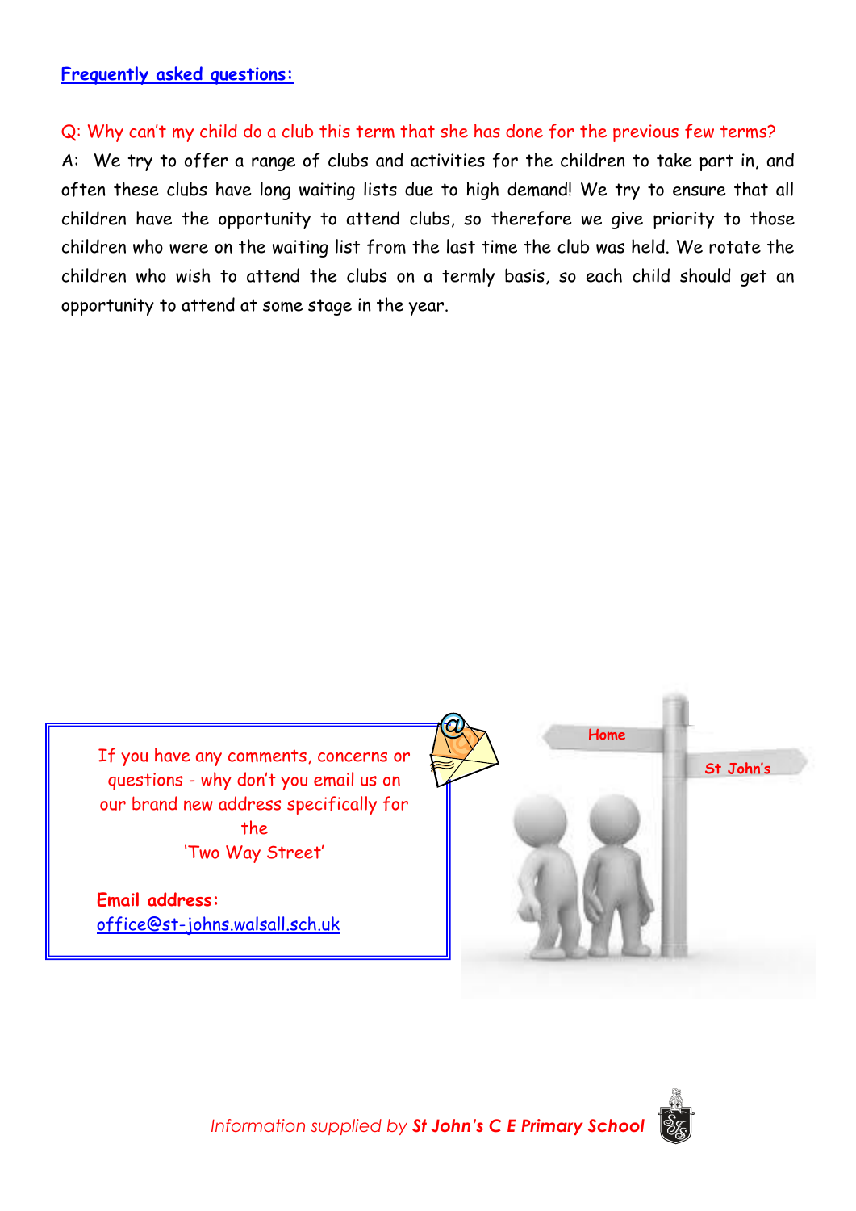## Frequently asked questions:

Q: Why can't my child do a club this term that she has done for the previous few terms?

A: We try to offer a range of clubs and activities for the children to take part in, and often these clubs have long waiting lists due to high demand! We try to ensure that all children have the opportunity to attend clubs, so therefore we give priority to those children who were on the waiting list from the last time the club was held. We rotate the children who wish to attend the clubs on a termly basis, so each child should get an opportunity to attend at some stage in the year.

If you have any comments, concerns or questions - why don't you email us on our brand new address specifically for the 'Two Way Street'

**Email address:** office@st-johns.walsall.sch.uk

Home

St John's

*Information supplied by **St John's C E Primary School***